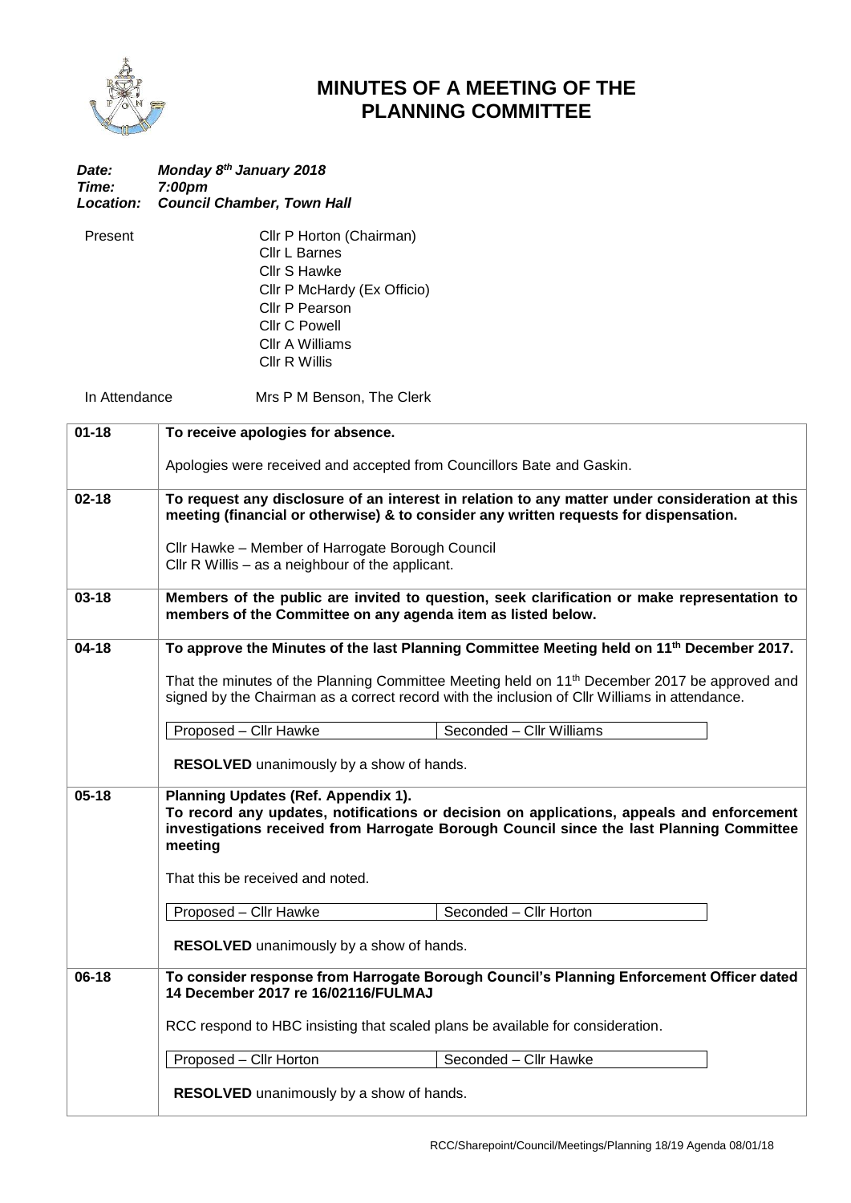# MINUTES OF A MEETING OF THE PLANNING COMMITTEE

***Date:*** ***Monday 8th January 2018***
***Time:*** ***7:00pm***
***Location:*** ***Council Chamber, Town Hall***

Present
Cllr P Horton (Chairman)
Cllr L Barnes
Cllr S Hawke
Cllr P McHardy (Ex Officio)
Cllr P Pearson
Cllr C Powell
Cllr A Williams
Cllr R Willis

In Attendance
Mrs P M Benson, The Clerk

| | |
|---|---|
| **01-18** | **To receive apologies for absence.**<br><br>Apologies were received and accepted from Councillors Bate and Gaskin. |
| **02-18** | **To request any disclosure of an interest in relation to any matter under consideration at this meeting (financial or otherwise) & to consider any written requests for dispensation.**<br><br>Cllr Hawke – Member of Harrogate Borough Council<br>Cllr R Willis – as a neighbour of the applicant. |
| **03-18** | **Members of the public are invited to question, seek clarification or make representation to members of the Committee on any agenda item as listed below.** |
| **04-18** | **To approve the Minutes of the last Planning Committee Meeting held on 11th December 2017.**<br><br>That the minutes of the Planning Committee Meeting held on 11th December 2017 be approved and signed by the Chairman as a correct record with the inclusion of Cllr Williams in attendance.<br><br>Proposed – Cllr Hawke \| Seconded – Cllr Williams<br><br>**RESOLVED** unanimously by a show of hands. |
| **05-18** | **Planning Updates (Ref. Appendix 1).**<br>**To record any updates, notifications or decision on applications, appeals and enforcement investigations received from Harrogate Borough Council since the last Planning Committee meeting**<br><br>That this be received and noted.<br><br>Proposed – Cllr Hawke \| Seconded – Cllr Horton<br><br>**RESOLVED** unanimously by a show of hands. |
| **06-18** | **To consider response from Harrogate Borough Council's Planning Enforcement Officer dated 14 December 2017 re 16/02116/FULMAJ**<br><br>RCC respond to HBC insisting that scaled plans be available for consideration.<br><br>Proposed – Cllr Horton \| Seconded – Cllr Hawke<br><br>**RESOLVED** unanimously by a show of hands. |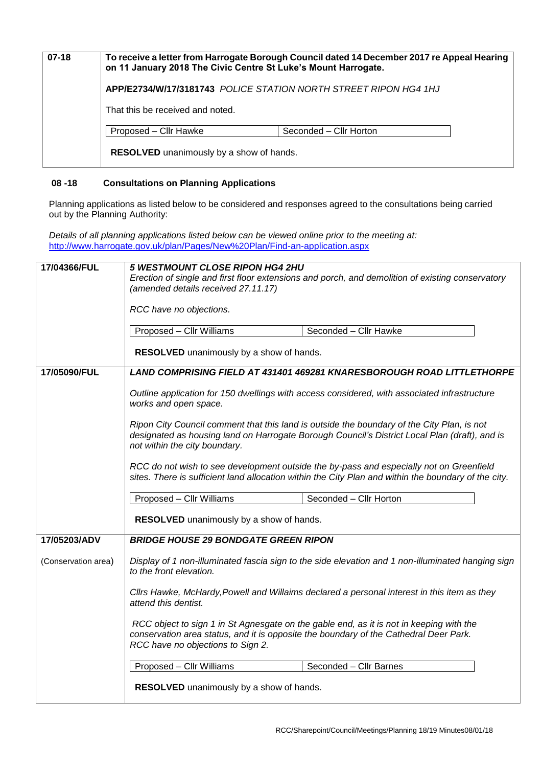| 07-18 | **To receive a letter from Harrogate Borough Council dated 14 December 2017 re Appeal Hearing on 11 January 2018 The Civic Centre St Luke's Mount Harrogate.**<br><br>**APP/E2734/W/17/3181743** *POLICE STATION NORTH STREET RIPON HG4 1HJ*<br><br>That this be received and noted.<br><br>Proposed – Cllr Hawke / Seconded – Cllr Horton<br><br>**RESOLVED** unanimously by a show of hands. |
|---|---|

### 08 -18 Consultations on Planning Applications

Planning applications as listed below to be considered and responses agreed to the consultations being carried out by the Planning Authority:

*Details of all planning applications listed below can be viewed online prior to the meeting at:*
http://www.harrogate.gov.uk/plan/Pages/New%20Plan/Find-an-application.aspx

| | |
|---|---|
| 17/04366/FUL | ***5 WESTMOUNT CLOSE RIPON HG4 2HU***<br>*Erection of single and first floor extensions and porch, and demolition of existing conservatory (amended details received 27.11.17)*<br><br>*RCC have no objections.*<br><br>Proposed – Cllr Williams / Seconded – Cllr Hawke<br><br>**RESOLVED** unanimously by a show of hands. |
| 17/05090/FUL | ***LAND COMPRISING FIELD AT 431401 469281 KNARESBOROUGH ROAD LITTLETHORPE***<br><br>*Outline application for 150 dwellings with access considered, with associated infrastructure works and open space.*<br><br>*Ripon City Council comment that this land is outside the boundary of the City Plan, is not designated as housing land on Harrogate Borough Council's District Local Plan (draft), and is not within the city boundary.*<br><br>*RCC do not wish to see development outside the by-pass and especially not on Greenfield sites. There is sufficient land allocation within the City Plan and within the boundary of the city.*<br><br>Proposed – Cllr Williams / Seconded – Cllr Horton<br><br>**RESOLVED** unanimously by a show of hands. |
| 17/05203/ADV<br><br>(Conservation area) | ***BRIDGE HOUSE 29 BONDGATE GREEN RIPON***<br><br>*Display of 1 non-illuminated fascia sign to the side elevation and 1 non-illuminated hanging sign to the front elevation.*<br><br>*Cllrs Hawke, McHardy,Powell and Willaims declared a personal interest in this item as they attend this dentist.*<br><br>*RCC object to sign 1 in St Agnesgate on the gable end, as it is not in keeping with the conservation area status, and it is opposite the boundary of the Cathedral Deer Park. RCC have no objections to Sign 2.*<br><br>Proposed – Cllr Williams / Seconded – Cllr Barnes<br><br>**RESOLVED** unanimously by a show of hands. |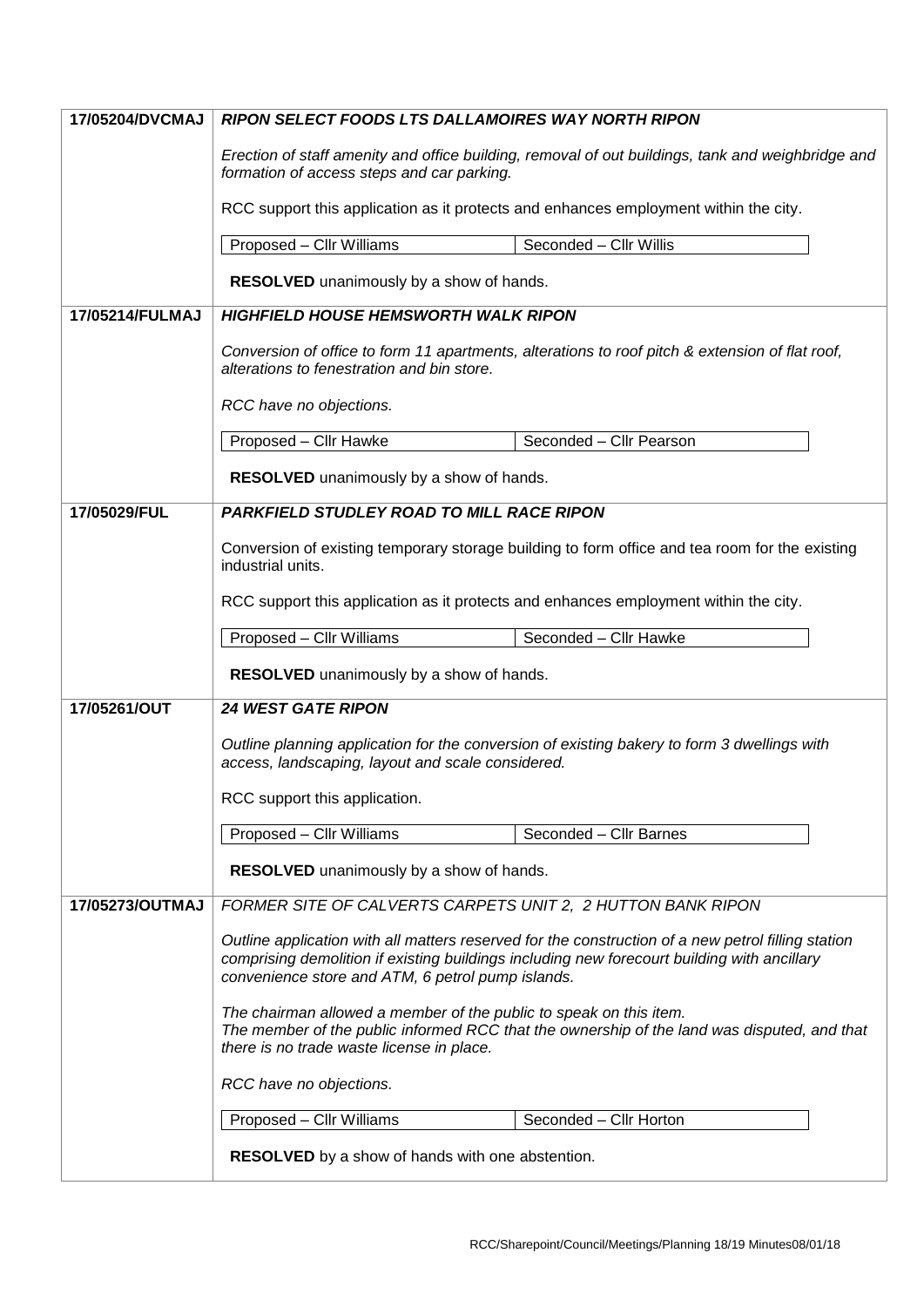| | |
|---|---|
| 17/05204/DVCMAJ | ***RIPON SELECT FOODS LTS DALLAMOIRES WAY NORTH RIPON*** <br><br> *Erection of staff amenity and office building, removal of out buildings, tank and weighbridge and formation of access steps and car parking.* <br><br> RCC support this application as it protects and enhances employment within the city. <br><br> Proposed – Cllr Williams / Seconded – Cllr Willis <br><br> **RESOLVED** unanimously by a show of hands. |
| 17/05214/FULMAJ | ***HIGHFIELD HOUSE HEMSWORTH WALK RIPON*** <br><br> *Conversion of office to form 11 apartments, alterations to roof pitch & extension of flat roof, alterations to fenestration and bin store.* <br><br> *RCC have no objections.* <br><br> Proposed – Cllr Hawke / Seconded – Cllr Pearson <br><br> **RESOLVED** unanimously by a show of hands. |
| 17/05029/FUL | ***PARKFIELD STUDLEY ROAD TO MILL RACE RIPON*** <br><br> Conversion of existing temporary storage building to form office and tea room for the existing industrial units. <br><br> RCC support this application as it protects and enhances employment within the city. <br><br> Proposed – Cllr Williams / Seconded – Cllr Hawke <br><br> **RESOLVED** unanimously by a show of hands. |
| 17/05261/OUT | ***24 WEST GATE RIPON*** <br><br> *Outline planning application for the conversion of existing bakery to form 3 dwellings with access, landscaping, layout and scale considered.* <br><br> RCC support this application. <br><br> Proposed – Cllr Williams / Seconded – Cllr Barnes <br><br> **RESOLVED** unanimously by a show of hands. |
| 17/05273/OUTMAJ | *FORMER SITE OF CALVERTS CARPETS UNIT 2, 2 HUTTON BANK RIPON* <br><br> *Outline application with all matters reserved for the construction of a new petrol filling station comprising demolition if existing buildings including new forecourt building with ancillary convenience store and ATM, 6 petrol pump islands.* <br><br> *The chairman allowed a member of the public to speak on this item.* <br> *The member of the public informed RCC that the ownership of the land was disputed, and that there is no trade waste license in place.* <br><br> *RCC have no objections.* <br><br> Proposed – Cllr Williams / Seconded – Cllr Horton <br><br> **RESOLVED** by a show of hands with one abstention. |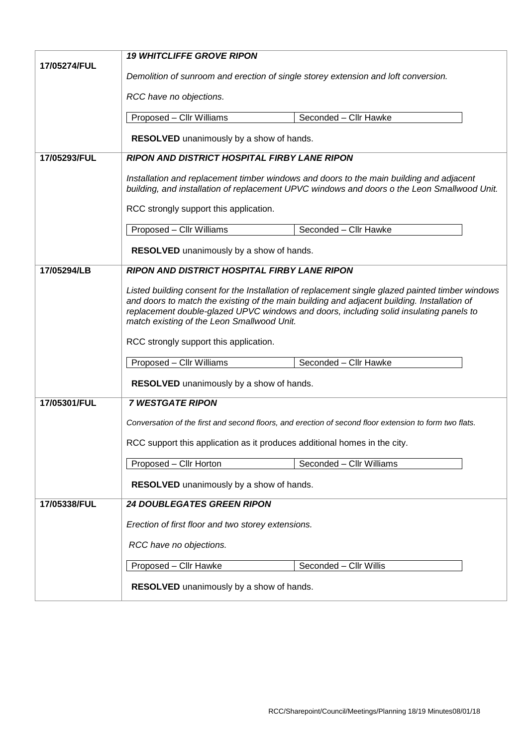| | |
|---|---|
| 17/05274/FUL | ***19 WHITCLIFFE GROVE RIPON***<br><br>*Demolition of sunroom and erection of single storey extension and loft conversion.*<br><br>*RCC have no objections.*<br><br>Proposed – Cllr Williams \| Seconded – Cllr Hawke<br><br>**RESOLVED** unanimously by a show of hands. |
| 17/05293/FUL | ***RIPON AND DISTRICT HOSPITAL FIRBY LANE RIPON***<br><br>*Installation and replacement timber windows and doors to the main building and adjacent building, and installation of replacement UPVC windows and doors o the Leon Smallwood Unit.*<br><br>RCC strongly support this application.<br><br>Proposed – Cllr Williams \| Seconded – Cllr Hawke<br><br>**RESOLVED** unanimously by a show of hands. |
| 17/05294/LB | ***RIPON AND DISTRICT HOSPITAL FIRBY LANE RIPON***<br><br>*Listed building consent for the Installation of replacement single glazed painted timber windows and doors to match the existing of the main building and adjacent building. Installation of replacement double-glazed UPVC windows and doors, including solid insulating panels to match existing of the Leon Smallwood Unit.*<br><br>RCC strongly support this application.<br><br>Proposed – Cllr Williams \| Seconded – Cllr Hawke<br><br>**RESOLVED** unanimously by a show of hands. |
| 17/05301/FUL | ***7 WESTGATE RIPON***<br><br>*Conversation of the first and second floors, and erection of second floor extension to form two flats.*<br><br>RCC support this application as it produces additional homes in the city.<br><br>Proposed – Cllr Horton \| Seconded – Cllr Williams<br><br>**RESOLVED** unanimously by a show of hands. |
| 17/05338/FUL | ***24 DOUBLEGATES GREEN RIPON***<br><br>*Erection of first floor and two storey extensions.*<br><br>*RCC have no objections.*<br><br>Proposed – Cllr Hawke \| Seconded – Cllr Willis<br><br>**RESOLVED** unanimously by a show of hands. |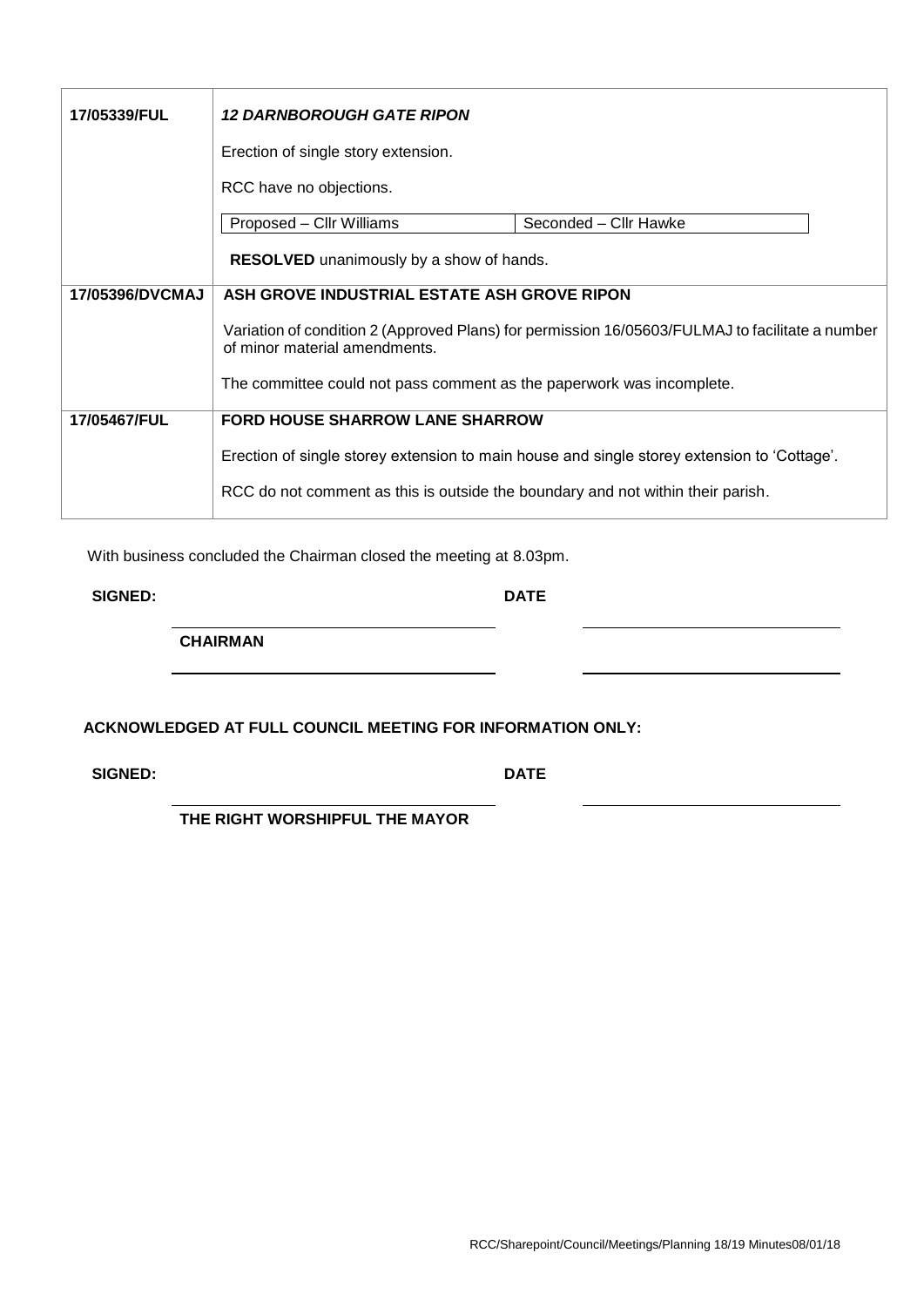| | |
|---|---|
| **17/05339/FUL** | ***12 DARNBOROUGH GATE RIPON***<br><br>Erection of single story extension.<br><br>RCC have no objections.<br><br>Proposed – Cllr Williams / Seconded – Cllr Hawke<br><br>**RESOLVED** unanimously by a show of hands. |
| **17/05396/DVCMAJ** | **ASH GROVE INDUSTRIAL ESTATE ASH GROVE RIPON**<br><br>Variation of condition 2 (Approved Plans) for permission 16/05603/FULMAJ to facilitate a number of minor material amendments.<br><br>The committee could not pass comment as the paperwork was incomplete. |
| **17/05467/FUL** | **FORD HOUSE SHARROW LANE SHARROW**<br><br>Erection of single storey extension to main house and single storey extension to 'Cottage'.<br><br>RCC do not comment as this is outside the boundary and not within their parish. |

With business concluded the Chairman closed the meeting at 8.03pm.

**SIGNED:** **DATE**

**CHAIRMAN**

**ACKNOWLEDGED AT FULL COUNCIL MEETING FOR INFORMATION ONLY:**

**SIGNED:** **DATE**

**THE RIGHT WORSHIPFUL THE MAYOR**

RCC/Sharepoint/Council/Meetings/Planning 18/19 Minutes08/01/18